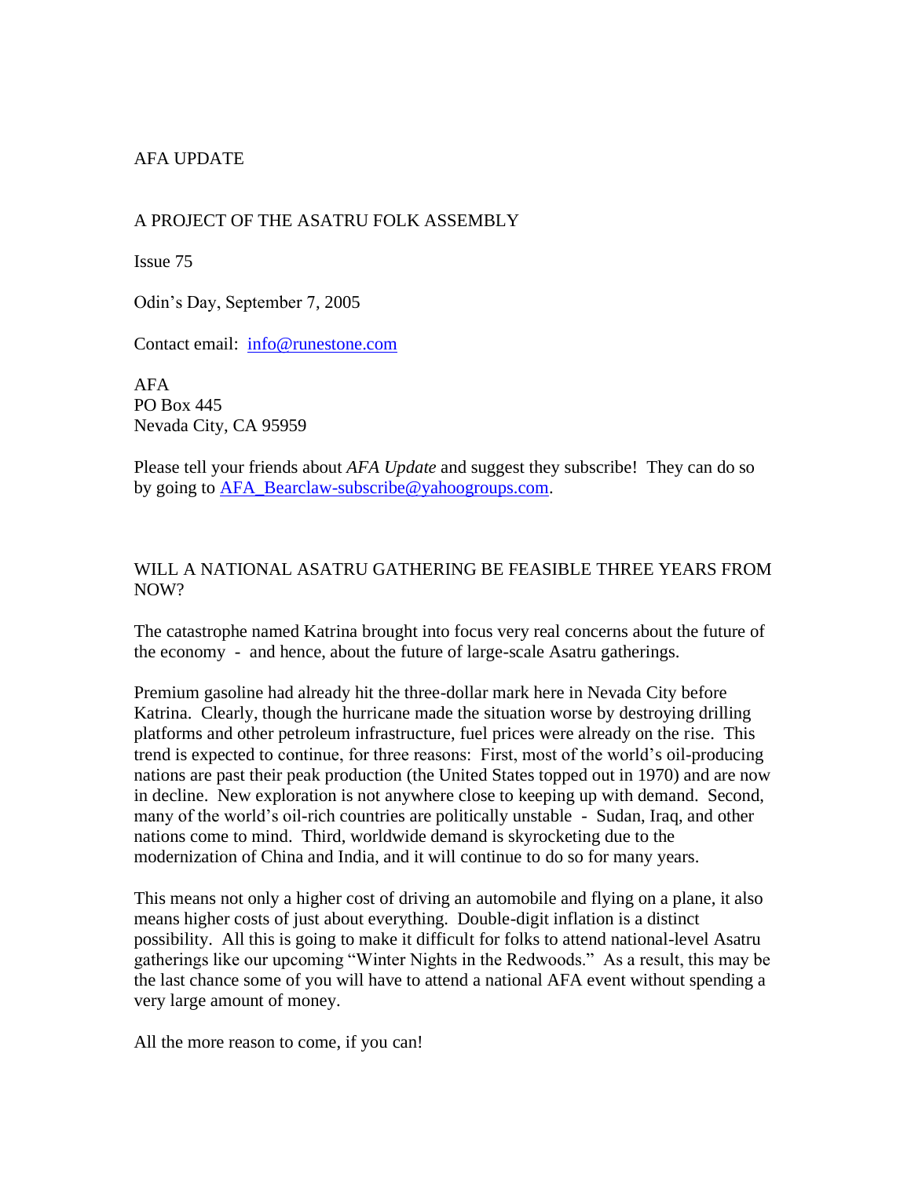AFA UPDATE

A PROJECT OF THE ASATRU FOLK ASSEMBLY

Issue 75

Odin's Day, September 7, 2005

Contact email: info@runestone.com

AFA  
PO Box 445  
Nevada City, CA 95959

Please tell your friends about *AFA Update* and suggest they subscribe! They can do so by going to AFA_Bearclaw-subscribe@yahoogroups.com.

## WILL A NATIONAL ASATRU GATHERING BE FEASIBLE THREE YEARS FROM NOW?

The catastrophe named Katrina brought into focus very real concerns about the future of the economy - and hence, about the future of large-scale Asatru gatherings.

Premium gasoline had already hit the three-dollar mark here in Nevada City before Katrina. Clearly, though the hurricane made the situation worse by destroying drilling platforms and other petroleum infrastructure, fuel prices were already on the rise. This trend is expected to continue, for three reasons: First, most of the world's oil-producing nations are past their peak production (the United States topped out in 1970) and are now in decline. New exploration is not anywhere close to keeping up with demand. Second, many of the world's oil-rich countries are politically unstable - Sudan, Iraq, and other nations come to mind. Third, worldwide demand is skyrocketing due to the modernization of China and India, and it will continue to do so for many years.

This means not only a higher cost of driving an automobile and flying on a plane, it also means higher costs of just about everything. Double-digit inflation is a distinct possibility. All this is going to make it difficult for folks to attend national-level Asatru gatherings like our upcoming "Winter Nights in the Redwoods." As a result, this may be the last chance some of you will have to attend a national AFA event without spending a very large amount of money.

All the more reason to come, if you can!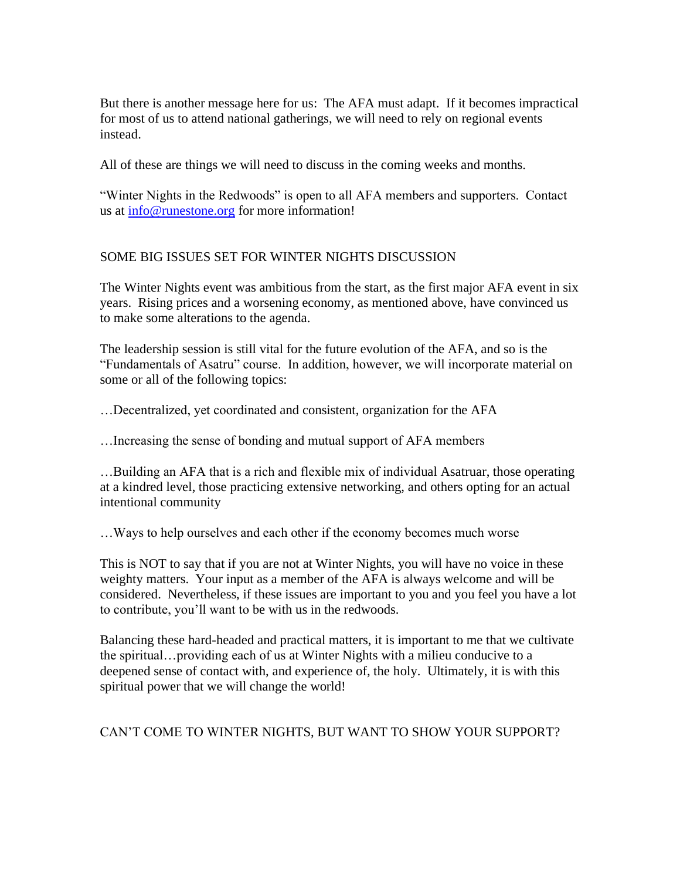But there is another message here for us: The AFA must adapt. If it becomes impractical for most of us to attend national gatherings, we will need to rely on regional events instead.

All of these are things we will need to discuss in the coming weeks and months.

"Winter Nights in the Redwoods" is open to all AFA members and supporters. Contact us at [info@runestone.org](mailto:info@runestone.org) for more information!

## SOME BIG ISSUES SET FOR WINTER NIGHTS DISCUSSION

The Winter Nights event was ambitious from the start, as the first major AFA event in six years. Rising prices and a worsening economy, as mentioned above, have convinced us to make some alterations to the agenda.

The leadership session is still vital for the future evolution of the AFA, and so is the "Fundamentals of Asatru" course. In addition, however, we will incorporate material on some or all of the following topics:

…Decentralized, yet coordinated and consistent, organization for the AFA

…Increasing the sense of bonding and mutual support of AFA members

…Building an AFA that is a rich and flexible mix of individual Asatruar, those operating at a kindred level, those practicing extensive networking, and others opting for an actual intentional community

…Ways to help ourselves and each other if the economy becomes much worse

This is NOT to say that if you are not at Winter Nights, you will have no voice in these weighty matters. Your input as a member of the AFA is always welcome and will be considered. Nevertheless, if these issues are important to you and you feel you have a lot to contribute, you'll want to be with us in the redwoods.

Balancing these hard-headed and practical matters, it is important to me that we cultivate the spiritual…providing each of us at Winter Nights with a milieu conducive to a deepened sense of contact with, and experience of, the holy. Ultimately, it is with this spiritual power that we will change the world!

## CAN'T COME TO WINTER NIGHTS, BUT WANT TO SHOW YOUR SUPPORT?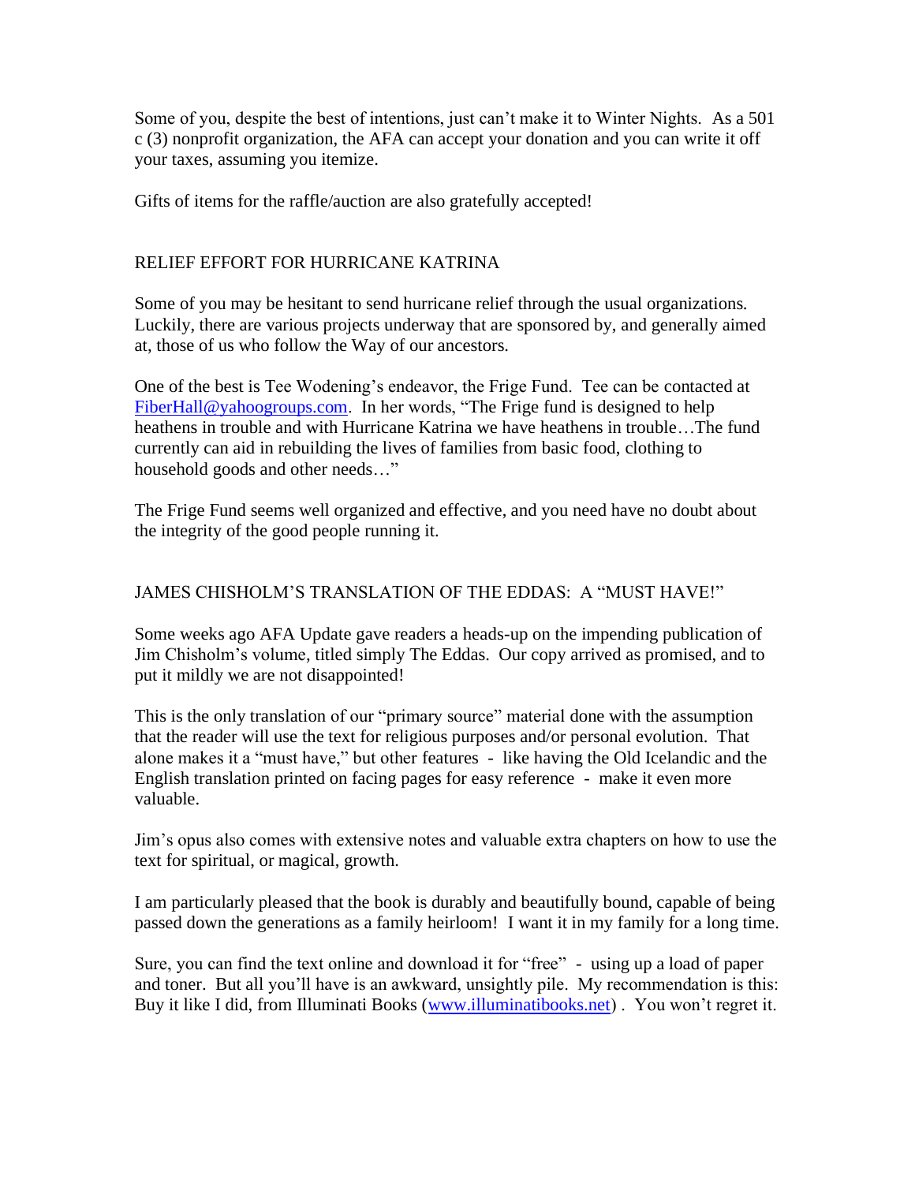Some of you, despite the best of intentions, just can't make it to Winter Nights. As a 501 c (3) nonprofit organization, the AFA can accept your donation and you can write it off your taxes, assuming you itemize.

Gifts of items for the raffle/auction are also gratefully accepted!

## RELIEF EFFORT FOR HURRICANE KATRINA

Some of you may be hesitant to send hurricane relief through the usual organizations. Luckily, there are various projects underway that are sponsored by, and generally aimed at, those of us who follow the Way of our ancestors.

One of the best is Tee Wodening's endeavor, the Frige Fund. Tee can be contacted at FiberHall@yahoogroups.com. In her words, "The Frige fund is designed to help heathens in trouble and with Hurricane Katrina we have heathens in trouble…The fund currently can aid in rebuilding the lives of families from basic food, clothing to household goods and other needs…"

The Frige Fund seems well organized and effective, and you need have no doubt about the integrity of the good people running it.

## JAMES CHISHOLM'S TRANSLATION OF THE EDDAS: A "MUST HAVE!"

Some weeks ago AFA Update gave readers a heads-up on the impending publication of Jim Chisholm's volume, titled simply The Eddas. Our copy arrived as promised, and to put it mildly we are not disappointed!

This is the only translation of our "primary source" material done with the assumption that the reader will use the text for religious purposes and/or personal evolution. That alone makes it a "must have," but other features - like having the Old Icelandic and the English translation printed on facing pages for easy reference - make it even more valuable.

Jim's opus also comes with extensive notes and valuable extra chapters on how to use the text for spiritual, or magical, growth.

I am particularly pleased that the book is durably and beautifully bound, capable of being passed down the generations as a family heirloom! I want it in my family for a long time.

Sure, you can find the text online and download it for "free" - using up a load of paper and toner. But all you'll have is an awkward, unsightly pile. My recommendation is this: Buy it like I did, from Illuminati Books (www.illuminatibooks.net) . You won't regret it.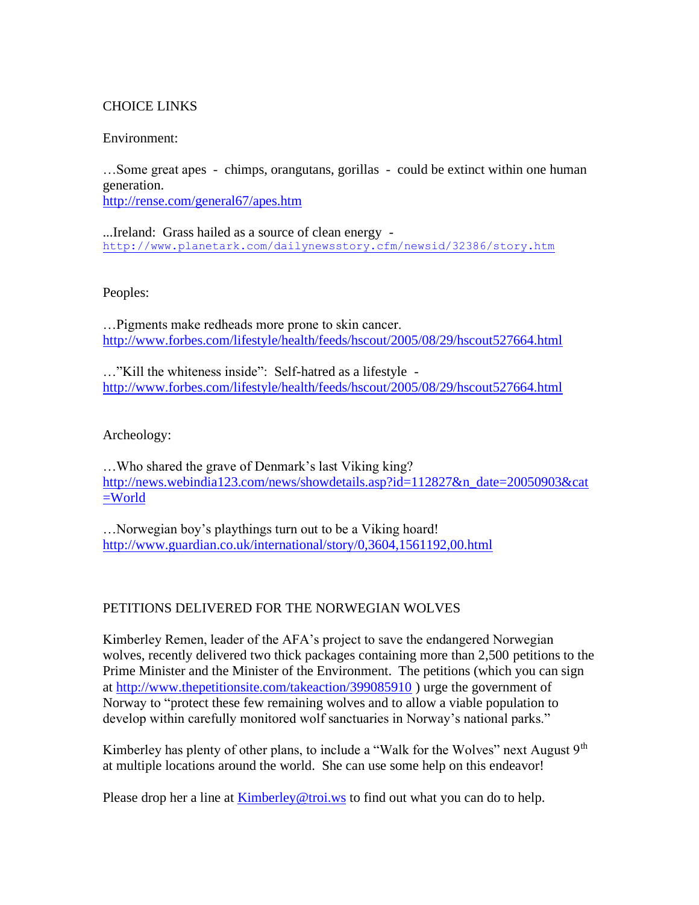## CHOICE LINKS

Environment:

…Some great apes - chimps, orangutans, gorillas - could be extinct within one human generation.
http://rense.com/general67/apes.htm

...Ireland: Grass hailed as a source of clean energy -
http://www.planetark.com/dailynewsstory.cfm/newsid/32386/story.htm

Peoples:

…Pigments make redheads more prone to skin cancer.
http://www.forbes.com/lifestyle/health/feeds/hscout/2005/08/29/hscout527664.html

…"Kill the whiteness inside": Self-hatred as a lifestyle -
http://www.forbes.com/lifestyle/health/feeds/hscout/2005/08/29/hscout527664.html

Archeology:

…Who shared the grave of Denmark's last Viking king?
http://news.webindia123.com/news/showdetails.asp?id=112827&n_date=20050903&cat=World

…Norwegian boy's playthings turn out to be a Viking hoard!
http://www.guardian.co.uk/international/story/0,3604,1561192,00.html

## PETITIONS DELIVERED FOR THE NORWEGIAN WOLVES

Kimberley Remen, leader of the AFA's project to save the endangered Norwegian wolves, recently delivered two thick packages containing more than 2,500 petitions to the Prime Minister and the Minister of the Environment. The petitions (which you can sign at http://www.thepetitionsite.com/takeaction/399085910 ) urge the government of Norway to "protect these few remaining wolves and to allow a viable population to develop within carefully monitored wolf sanctuaries in Norway's national parks."

Kimberley has plenty of other plans, to include a "Walk for the Wolves" next August 9th at multiple locations around the world. She can use some help on this endeavor!

Please drop her a line at Kimberley@troi.ws to find out what you can do to help.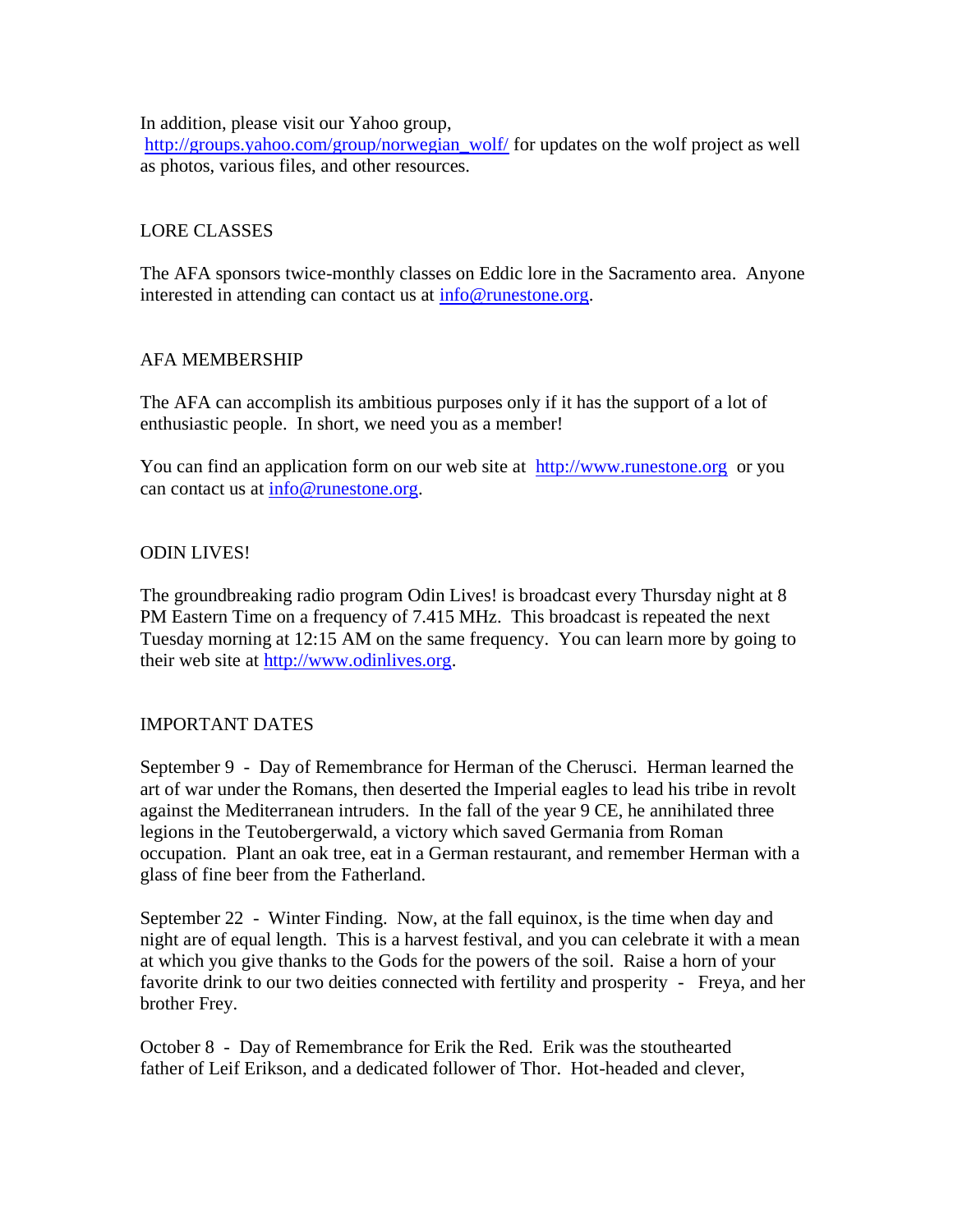In addition, please visit our Yahoo group, http://groups.yahoo.com/group/norwegian_wolf/ for updates on the wolf project as well as photos, various files, and other resources.

## LORE CLASSES

The AFA sponsors twice-monthly classes on Eddic lore in the Sacramento area. Anyone interested in attending can contact us at info@runestone.org.

## AFA MEMBERSHIP

The AFA can accomplish its ambitious purposes only if it has the support of a lot of enthusiastic people. In short, we need you as a member!

You can find an application form on our web site at http://www.runestone.org or you can contact us at info@runestone.org.

## ODIN LIVES!

The groundbreaking radio program Odin Lives! is broadcast every Thursday night at 8 PM Eastern Time on a frequency of 7.415 MHz. This broadcast is repeated the next Tuesday morning at 12:15 AM on the same frequency. You can learn more by going to their web site at http://www.odinlives.org.

## IMPORTANT DATES

September 9 - Day of Remembrance for Herman of the Cherusci. Herman learned the art of war under the Romans, then deserted the Imperial eagles to lead his tribe in revolt against the Mediterranean intruders. In the fall of the year 9 CE, he annihilated three legions in the Teutobergerwald, a victory which saved Germania from Roman occupation. Plant an oak tree, eat in a German restaurant, and remember Herman with a glass of fine beer from the Fatherland.

September 22 - Winter Finding. Now, at the fall equinox, is the time when day and night are of equal length. This is a harvest festival, and you can celebrate it with a mean at which you give thanks to the Gods for the powers of the soil. Raise a horn of your favorite drink to our two deities connected with fertility and prosperity - Freya, and her brother Frey.

October 8 - Day of Remembrance for Erik the Red. Erik was the stouthearted father of Leif Erikson, and a dedicated follower of Thor. Hot-headed and clever,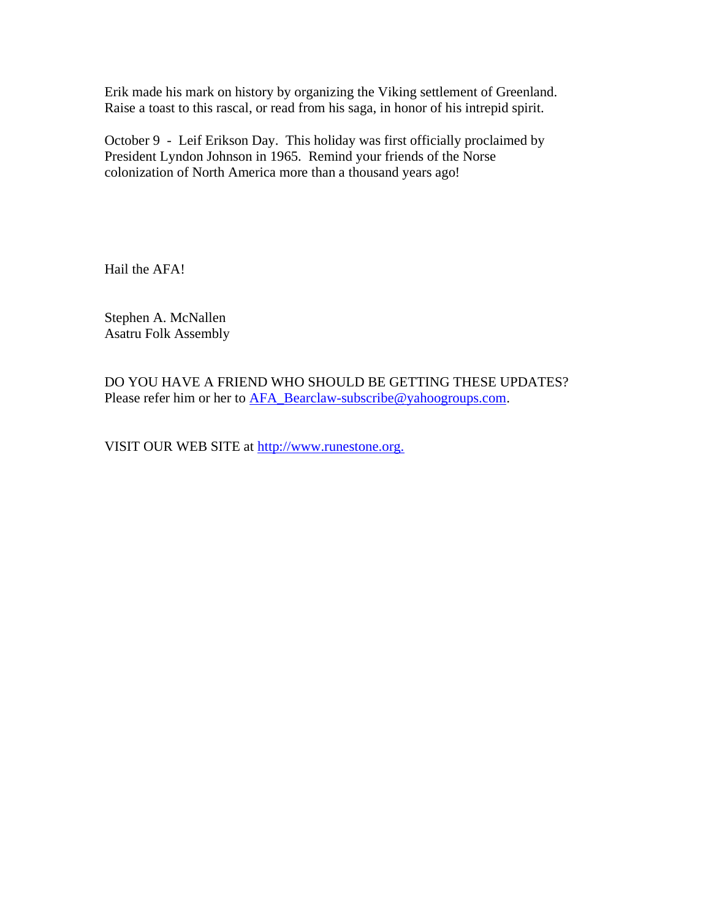Erik made his mark on history by organizing the Viking settlement of Greenland. Raise a toast to this rascal, or read from his saga, in honor of his intrepid spirit.

October 9 - Leif Erikson Day. This holiday was first officially proclaimed by President Lyndon Johnson in 1965. Remind your friends of the Norse colonization of North America more than a thousand years ago!

Hail the AFA!

Stephen A. McNallen
Asatru Folk Assembly

DO YOU HAVE A FRIEND WHO SHOULD BE GETTING THESE UPDATES? Please refer him or her to AFA_Bearclaw-subscribe@yahoogroups.com.

VISIT OUR WEB SITE at http://www.runestone.org.